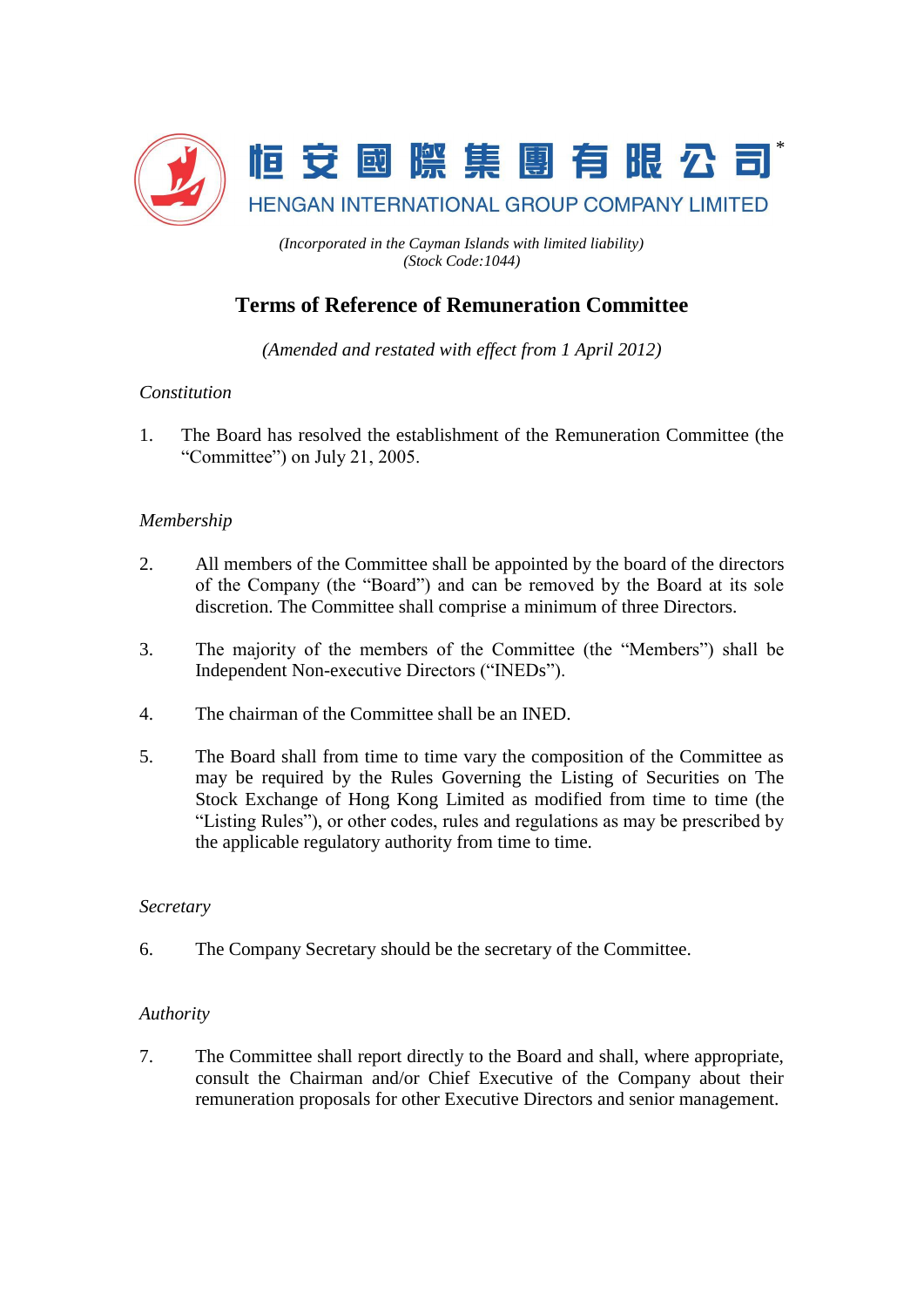恒安國際集團有限公司*

HENGAN INTERNATIONAL GROUP COMPANY LIMITED

*(Incorporated in the Cayman Islands with limited liability)*
*(Stock Code:1044)*

# Terms of Reference of Remuneration Committee

*(Amended and restated with effect from 1 April 2012)*

*Constitution*

1. The Board has resolved the establishment of the Remuneration Committee (the "Committee") on July 21, 2005.

*Membership*

2. All members of the Committee shall be appointed by the board of the directors of the Company (the "Board") and can be removed by the Board at its sole discretion. The Committee shall comprise a minimum of three Directors.

3. The majority of the members of the Committee (the "Members") shall be Independent Non-executive Directors ("INEDs").

4. The chairman of the Committee shall be an INED.

5. The Board shall from time to time vary the composition of the Committee as may be required by the Rules Governing the Listing of Securities on The Stock Exchange of Hong Kong Limited as modified from time to time (the "Listing Rules"), or other codes, rules and regulations as may be prescribed by the applicable regulatory authority from time to time.

*Secretary*

6. The Company Secretary should be the secretary of the Committee.

*Authority*

7. The Committee shall report directly to the Board and shall, where appropriate, consult the Chairman and/or Chief Executive of the Company about their remuneration proposals for other Executive Directors and senior management.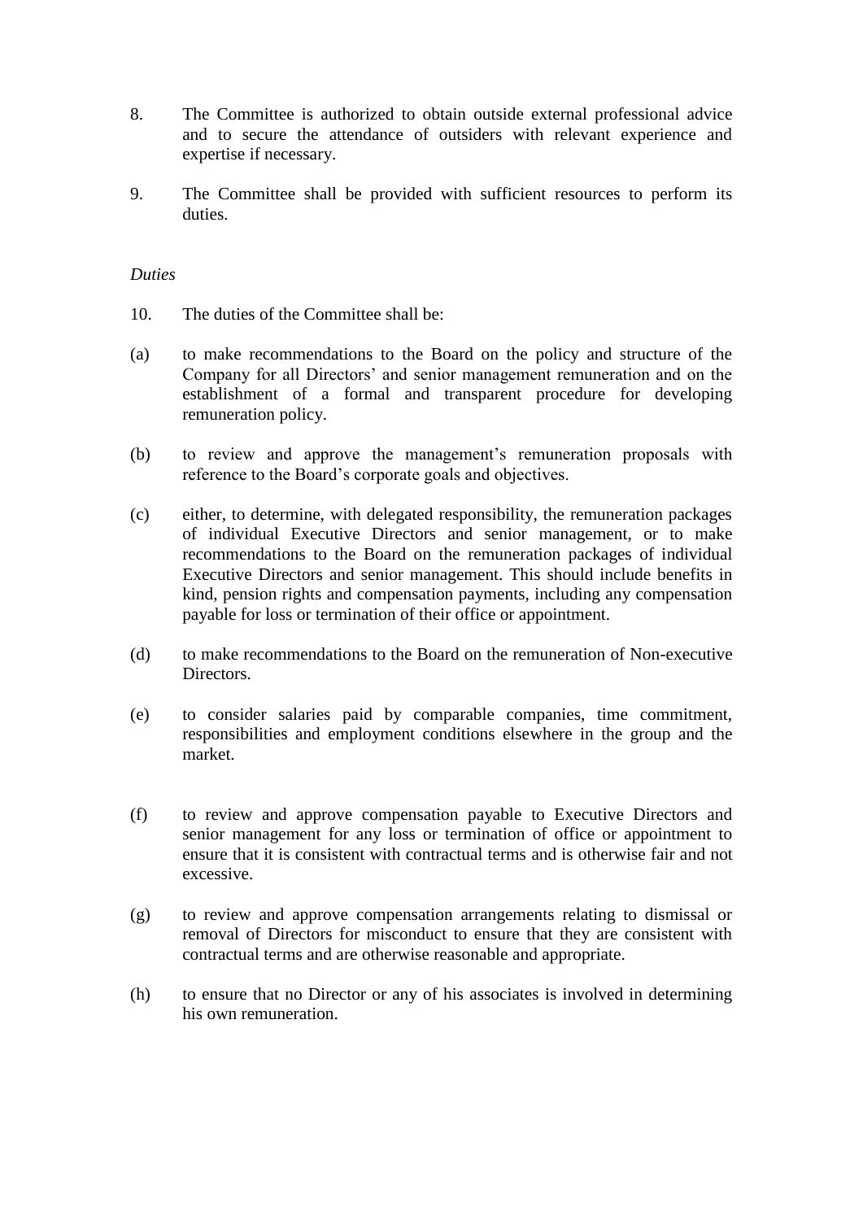8. The Committee is authorized to obtain outside external professional advice and to secure the attendance of outsiders with relevant experience and expertise if necessary.

9. The Committee shall be provided with sufficient resources to perform its duties.

*Duties*

10. The duties of the Committee shall be:

(a) to make recommendations to the Board on the policy and structure of the Company for all Directors' and senior management remuneration and on the establishment of a formal and transparent procedure for developing remuneration policy.

(b) to review and approve the management's remuneration proposals with reference to the Board's corporate goals and objectives.

(c) either, to determine, with delegated responsibility, the remuneration packages of individual Executive Directors and senior management, or to make recommendations to the Board on the remuneration packages of individual Executive Directors and senior management. This should include benefits in kind, pension rights and compensation payments, including any compensation payable for loss or termination of their office or appointment.

(d) to make recommendations to the Board on the remuneration of Non-executive Directors.

(e) to consider salaries paid by comparable companies, time commitment, responsibilities and employment conditions elsewhere in the group and the market.

(f) to review and approve compensation payable to Executive Directors and senior management for any loss or termination of office or appointment to ensure that it is consistent with contractual terms and is otherwise fair and not excessive.

(g) to review and approve compensation arrangements relating to dismissal or removal of Directors for misconduct to ensure that they are consistent with contractual terms and are otherwise reasonable and appropriate.

(h) to ensure that no Director or any of his associates is involved in determining his own remuneration.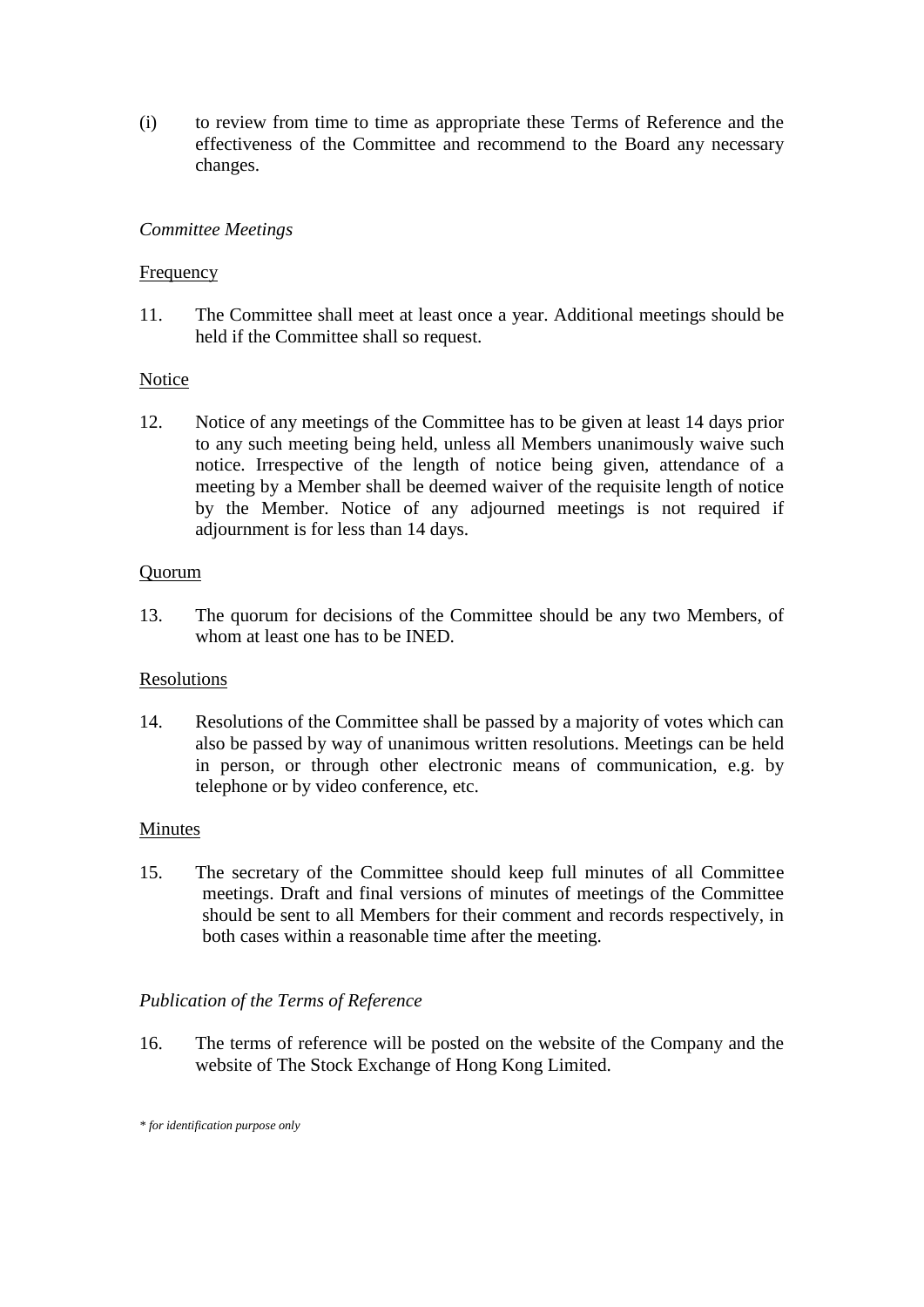(i) to review from time to time as appropriate these Terms of Reference and the effectiveness of the Committee and recommend to the Board any necessary changes.

*Committee Meetings*

Frequency

11. The Committee shall meet at least once a year. Additional meetings should be held if the Committee shall so request.

Notice

12. Notice of any meetings of the Committee has to be given at least 14 days prior to any such meeting being held, unless all Members unanimously waive such notice. Irrespective of the length of notice being given, attendance of a meeting by a Member shall be deemed waiver of the requisite length of notice by the Member. Notice of any adjourned meetings is not required if adjournment is for less than 14 days.

Quorum

13. The quorum for decisions of the Committee should be any two Members, of whom at least one has to be INED.

Resolutions

14. Resolutions of the Committee shall be passed by a majority of votes which can also be passed by way of unanimous written resolutions. Meetings can be held in person, or through other electronic means of communication, e.g. by telephone or by video conference, etc.

Minutes

15. The secretary of the Committee should keep full minutes of all Committee meetings. Draft and final versions of minutes of meetings of the Committee should be sent to all Members for their comment and records respectively, in both cases within a reasonable time after the meeting.

*Publication of the Terms of Reference*

16. The terms of reference will be posted on the website of the Company and the website of The Stock Exchange of Hong Kong Limited.

*\* for identification purpose only*